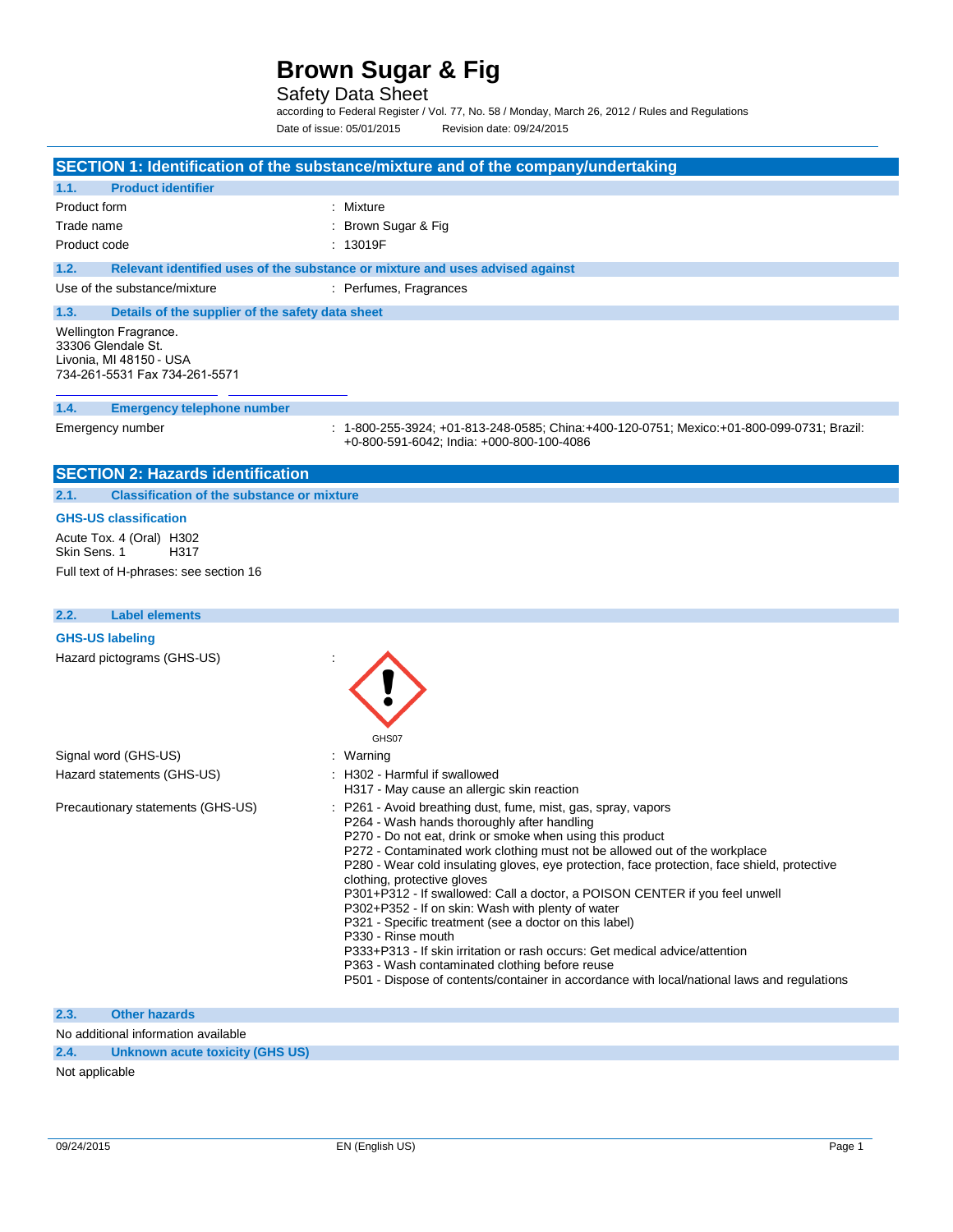# Brown Sugar & Fig

Safety Data Sheet

according to Federal Register / Vol. 77, No. 58 / Monday, March 26, 2012 / Rules and Regulations

Date of issue: 05/01/2015 Revision date: 09/24/2015

## SECTION 1: Identification of the substance/mixture and of the company/undertaking

### 1.1. Product identifier

Product form : Mixture

Trade name : Brown Sugar & Fig

Product code : 13019F

### 1.2. Relevant identified uses of the substance or mixture and uses advised against

Use of the substance/mixture : Perfumes, Fragrances

### 1.3. Details of the supplier of the safety data sheet

Wellington Fragrance.
33306 Glendale St.
Livonia, MI 48150 - USA
734-261-5531 Fax 734-261-5571

### 1.4. Emergency telephone number

Emergency number : 1-800-255-3924; +01-813-248-0585; China:+400-120-0751; Mexico:+01-800-099-0731; Brazil: +0-800-591-6042; India: +000-800-100-4086

## SECTION 2: Hazards identification

### 2.1. Classification of the substance or mixture

**GHS-US classification**

Acute Tox. 4 (Oral) H302
Skin Sens. 1 H317

Full text of H-phrases: see section 16

### 2.2. Label elements

**GHS-US labeling**

Hazard pictograms (GHS-US) :

GHS07

Signal word (GHS-US) : Warning

Hazard statements (GHS-US) : H302 - Harmful if swallowed
H317 - May cause an allergic skin reaction

Precautionary statements (GHS-US) : P261 - Avoid breathing dust, fume, mist, gas, spray, vapors
P264 - Wash hands thoroughly after handling
P270 - Do not eat, drink or smoke when using this product
P272 - Contaminated work clothing must not be allowed out of the workplace
P280 - Wear cold insulating gloves, eye protection, face protection, face shield, protective clothing, protective gloves
P301+P312 - If swallowed: Call a doctor, a POISON CENTER if you feel unwell
P302+P352 - If on skin: Wash with plenty of water
P321 - Specific treatment (see a doctor on this label)
P330 - Rinse mouth
P333+P313 - If skin irritation or rash occurs: Get medical advice/attention
P363 - Wash contaminated clothing before reuse
P501 - Dispose of contents/container in accordance with local/national laws and regulations

### 2.3. Other hazards

No additional information available

### 2.4. Unknown acute toxicity (GHS US)

Not applicable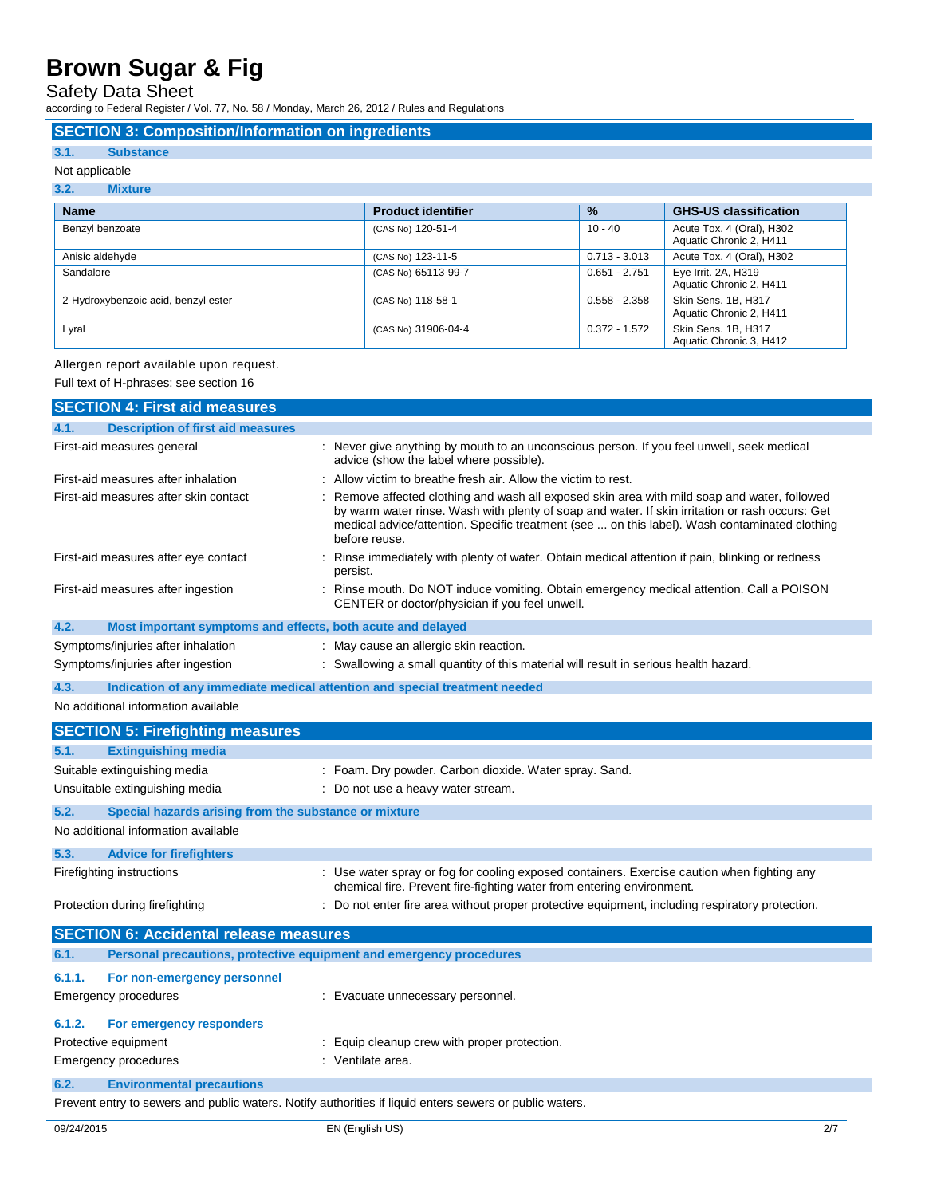## SECTION 3: Composition/Information on ingredients

### 3.1. Substance

Not applicable

### 3.2. Mixture

| Name | Product identifier | % | GHS-US classification |
|---|---|---|---|
| Benzyl benzoate | (CAS No) 120-51-4 | 10 - 40 | Acute Tox. 4 (Oral), H302<br>Aquatic Chronic 2, H411 |
| Anisic aldehyde | (CAS No) 123-11-5 | 0.713 - 3.013 | Acute Tox. 4 (Oral), H302 |
| Sandalore | (CAS No) 65113-99-7 | 0.651 - 2.751 | Eye Irrit. 2A, H319<br>Aquatic Chronic 2, H411 |
| 2-Hydroxybenzoic acid, benzyl ester | (CAS No) 118-58-1 | 0.558 - 2.358 | Skin Sens. 1B, H317<br>Aquatic Chronic 2, H411 |
| Lyral | (CAS No) 31906-04-4 | 0.372 - 1.572 | Skin Sens. 1B, H317<br>Aquatic Chronic 3, H412 |

Allergen report available upon request.

Full text of H-phrases: see section 16

## SECTION 4: First aid measures

### 4.1. Description of first aid measures

First-aid measures general : Never give anything by mouth to an unconscious person. If you feel unwell, seek medical advice (show the label where possible).

First-aid measures after inhalation : Allow victim to breathe fresh air. Allow the victim to rest.

First-aid measures after skin contact : Remove affected clothing and wash all exposed skin area with mild soap and water, followed by warm water rinse. Wash with plenty of soap and water. If skin irritation or rash occurs: Get medical advice/attention. Specific treatment (see ... on this label). Wash contaminated clothing before reuse.

First-aid measures after eye contact : Rinse immediately with plenty of water. Obtain medical attention if pain, blinking or redness persist.

First-aid measures after ingestion : Rinse mouth. Do NOT induce vomiting. Obtain emergency medical attention. Call a POISON CENTER or doctor/physician if you feel unwell.

### 4.2. Most important symptoms and effects, both acute and delayed

Symptoms/injuries after inhalation : May cause an allergic skin reaction.

Symptoms/injuries after ingestion : Swallowing a small quantity of this material will result in serious health hazard.

### 4.3. Indication of any immediate medical attention and special treatment needed

No additional information available

## SECTION 5: Firefighting measures

### 5.1. Extinguishing media

Suitable extinguishing media : Foam. Dry powder. Carbon dioxide. Water spray. Sand.

Unsuitable extinguishing media : Do not use a heavy water stream.

### 5.2. Special hazards arising from the substance or mixture

No additional information available

### 5.3. Advice for firefighters

Firefighting instructions : Use water spray or fog for cooling exposed containers. Exercise caution when fighting any chemical fire. Prevent fire-fighting water from entering environment.

Protection during firefighting : Do not enter fire area without proper protective equipment, including respiratory protection.

## SECTION 6: Accidental release measures

### 6.1. Personal precautions, protective equipment and emergency procedures

#### 6.1.1. For non-emergency personnel

Emergency procedures : Evacuate unnecessary personnel.

#### 6.1.2. For emergency responders

Protective equipment : Equip cleanup crew with proper protection.

Emergency procedures : Ventilate area.

### 6.2. Environmental precautions

Prevent entry to sewers and public waters. Notify authorities if liquid enters sewers or public waters.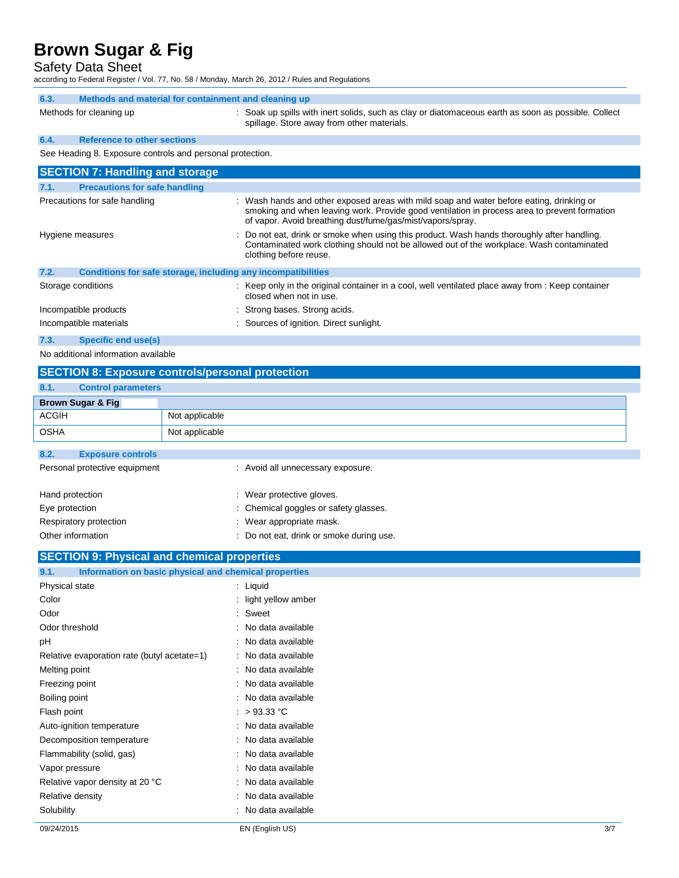### 6.3. Methods and material for containment and cleaning up

Methods for cleaning up : Soak up spills with inert solids, such as clay or diatomaceous earth as soon as possible. Collect spillage. Store away from other materials.

### 6.4. Reference to other sections

See Heading 8. Exposure controls and personal protection.

## SECTION 7: Handling and storage

### 7.1. Precautions for safe handling

Precautions for safe handling : Wash hands and other exposed areas with mild soap and water before eating, drinking or smoking and when leaving work. Provide good ventilation in process area to prevent formation of vapor. Avoid breathing dust/fume/gas/mist/vapors/spray.

Hygiene measures : Do not eat, drink or smoke when using this product. Wash hands thoroughly after handling. Contaminated work clothing should not be allowed out of the workplace. Wash contaminated clothing before reuse.

### 7.2. Conditions for safe storage, including any incompatibilities

Storage conditions : Keep only in the original container in a cool, well ventilated place away from : Keep container closed when not in use.

Incompatible products : Strong bases. Strong acids.

Incompatible materials : Sources of ignition. Direct sunlight.

### 7.3. Specific end use(s)

No additional information available

## SECTION 8: Exposure controls/personal protection

### 8.1. Control parameters

| Brown Sugar & Fig | |
|---|---|
| ACGIH | Not applicable |
| OSHA | Not applicable |

### 8.2. Exposure controls

Personal protective equipment : Avoid all unnecessary exposure.

Hand protection : Wear protective gloves.

Eye protection : Chemical goggles or safety glasses.

Respiratory protection : Wear appropriate mask.

Other information : Do not eat, drink or smoke during use.

## SECTION 9: Physical and chemical properties

### 9.1. Information on basic physical and chemical properties

Physical state : Liquid

Color : light yellow amber

Odor : Sweet

Odor threshold : No data available

pH : No data available

Relative evaporation rate (butyl acetate=1) : No data available

Melting point : No data available

Freezing point : No data available

Boiling point : No data available

Flash point : > 93.33 °C

Auto-ignition temperature : No data available

Decomposition temperature : No data available

Flammability (solid, gas) : No data available

Vapor pressure : No data available

Relative vapor density at 20 °C : No data available

Relative density : No data available

Solubility : No data available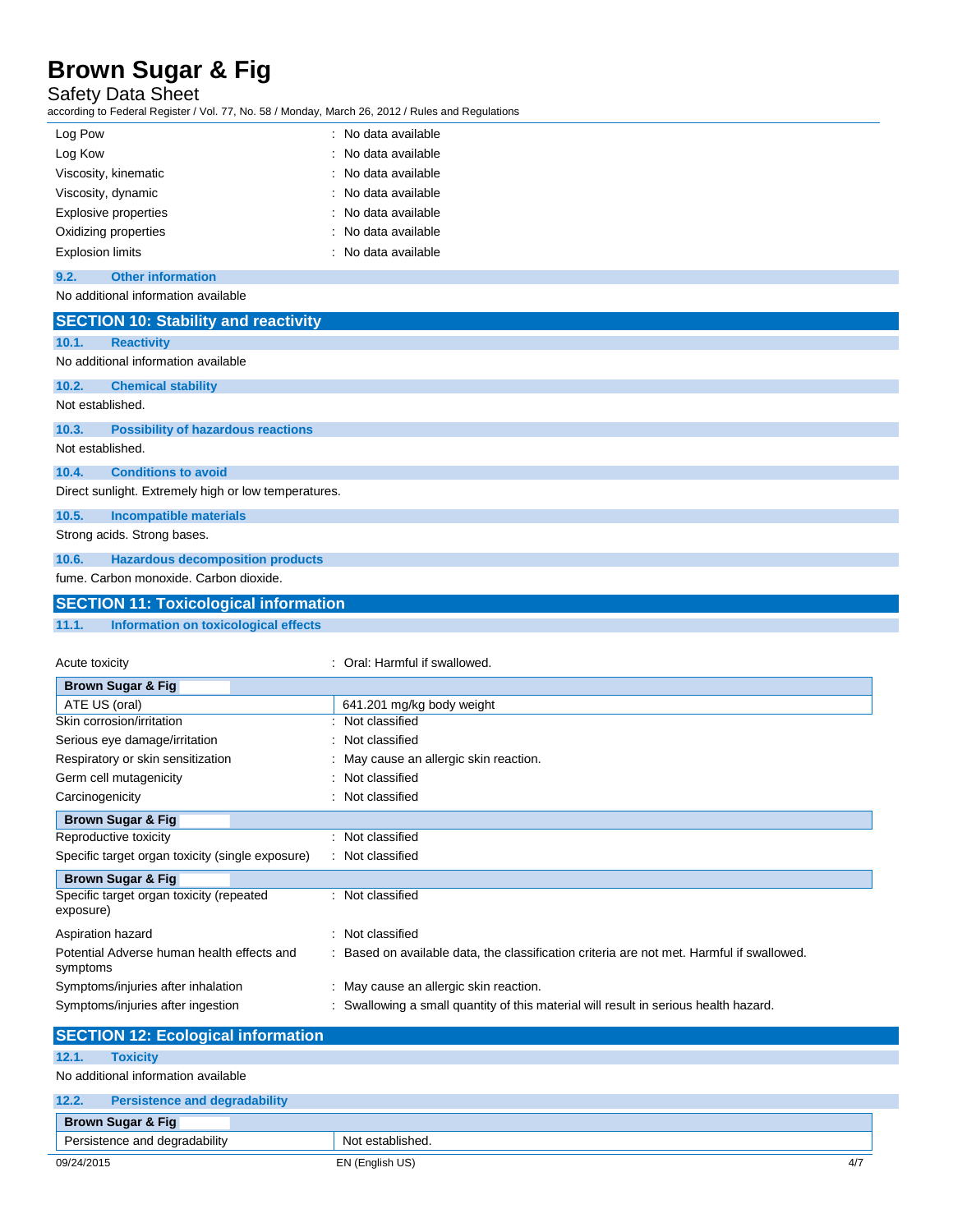| | |
|---|---|
| Log Pow | : No data available |
| Log Kow | : No data available |
| Viscosity, kinematic | : No data available |
| Viscosity, dynamic | : No data available |
| Explosive properties | : No data available |
| Oxidizing properties | : No data available |
| Explosion limits | : No data available |

### 9.2. Other information

No additional information available

## SECTION 10: Stability and reactivity

### 10.1. Reactivity

No additional information available

### 10.2. Chemical stability

Not established.

### 10.3. Possibility of hazardous reactions

Not established.

### 10.4. Conditions to avoid

Direct sunlight. Extremely high or low temperatures.

### 10.5. Incompatible materials

Strong acids. Strong bases.

### 10.6. Hazardous decomposition products

fume. Carbon monoxide. Carbon dioxide.

## SECTION 11: Toxicological information

### 11.1. Information on toxicological effects

Acute toxicity : Oral: Harmful if swallowed.

| **Brown Sugar & Fig** | |
|---|---|
| ATE US (oral) | 641.201 mg/kg body weight |

| | |
|---|---|
| Skin corrosion/irritation | : Not classified |
| Serious eye damage/irritation | : Not classified |
| Respiratory or skin sensitization | : May cause an allergic skin reaction. |
| Germ cell mutagenicity | : Not classified |
| Carcinogenicity | : Not classified |

| **Brown Sugar & Fig** | |
|---|---|

| | |
|---|---|
| Reproductive toxicity | : Not classified |
| Specific target organ toxicity (single exposure) | : Not classified |

| **Brown Sugar & Fig** | |
|---|---|

| | |
|---|---|
| Specific target organ toxicity (repeated exposure) | : Not classified |
| Aspiration hazard | : Not classified |
| Potential Adverse human health effects and symptoms | : Based on available data, the classification criteria are not met. Harmful if swallowed. |
| Symptoms/injuries after inhalation | : May cause an allergic skin reaction. |
| Symptoms/injuries after ingestion | : Swallowing a small quantity of this material will result in serious health hazard. |

## SECTION 12: Ecological information

### 12.1. Toxicity

No additional information available

### 12.2. Persistence and degradability

| **Brown Sugar & Fig** | |
|---|---|
| Persistence and degradability | Not established. |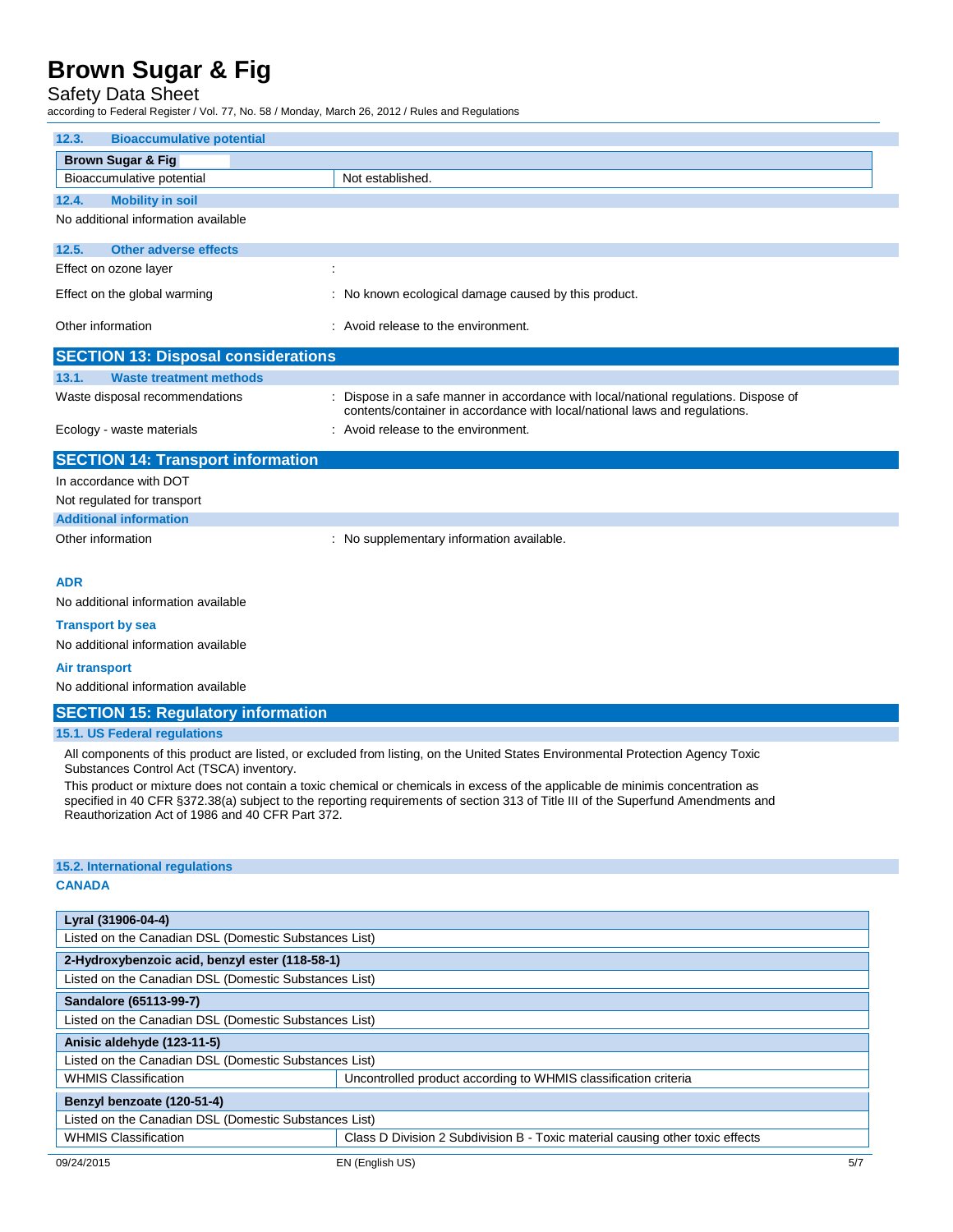### 12.3. Bioaccumulative potential

| Brown Sugar & Fig | |
|---|---|
| Bioaccumulative potential | Not established. |

### 12.4. Mobility in soil

No additional information available

### 12.5. Other adverse effects

Effect on ozone layer :

Effect on the global warming : No known ecological damage caused by this product.

Other information : Avoid release to the environment.

## SECTION 13: Disposal considerations

### 13.1. Waste treatment methods

Waste disposal recommendations : Dispose in a safe manner in accordance with local/national regulations. Dispose of contents/container in accordance with local/national laws and regulations.

Ecology - waste materials : Avoid release to the environment.

## SECTION 14: Transport information

In accordance with DOT

Not regulated for transport

### Additional information

Other information : No supplementary information available.

**ADR**

No additional information available

**Transport by sea**

No additional information available

**Air transport**

No additional information available

## SECTION 15: Regulatory information

### 15.1. US Federal regulations

All components of this product are listed, or excluded from listing, on the United States Environmental Protection Agency Toxic Substances Control Act (TSCA) inventory.

This product or mixture does not contain a toxic chemical or chemicals in excess of the applicable de minimis concentration as specified in 40 CFR §372.38(a) subject to the reporting requirements of section 313 of Title III of the Superfund Amendments and Reauthorization Act of 1986 and 40 CFR Part 372.

### 15.2. International regulations

**CANADA**

| Lyral (31906-04-4) | |
|---|---|
| Listed on the Canadian DSL (Domestic Substances List) | |

| 2-Hydroxybenzoic acid, benzyl ester (118-58-1) | |
|---|---|
| Listed on the Canadian DSL (Domestic Substances List) | |

| Sandalore (65113-99-7) | |
|---|---|
| Listed on the Canadian DSL (Domestic Substances List) | |

| Anisic aldehyde (123-11-5) | |
|---|---|
| Listed on the Canadian DSL (Domestic Substances List) | |
| WHMIS Classification | Uncontrolled product according to WHMIS classification criteria |

| Benzyl benzoate (120-51-4) | |
|---|---|
| Listed on the Canadian DSL (Domestic Substances List) | |
| WHMIS Classification | Class D Division 2 Subdivision B - Toxic material causing other toxic effects |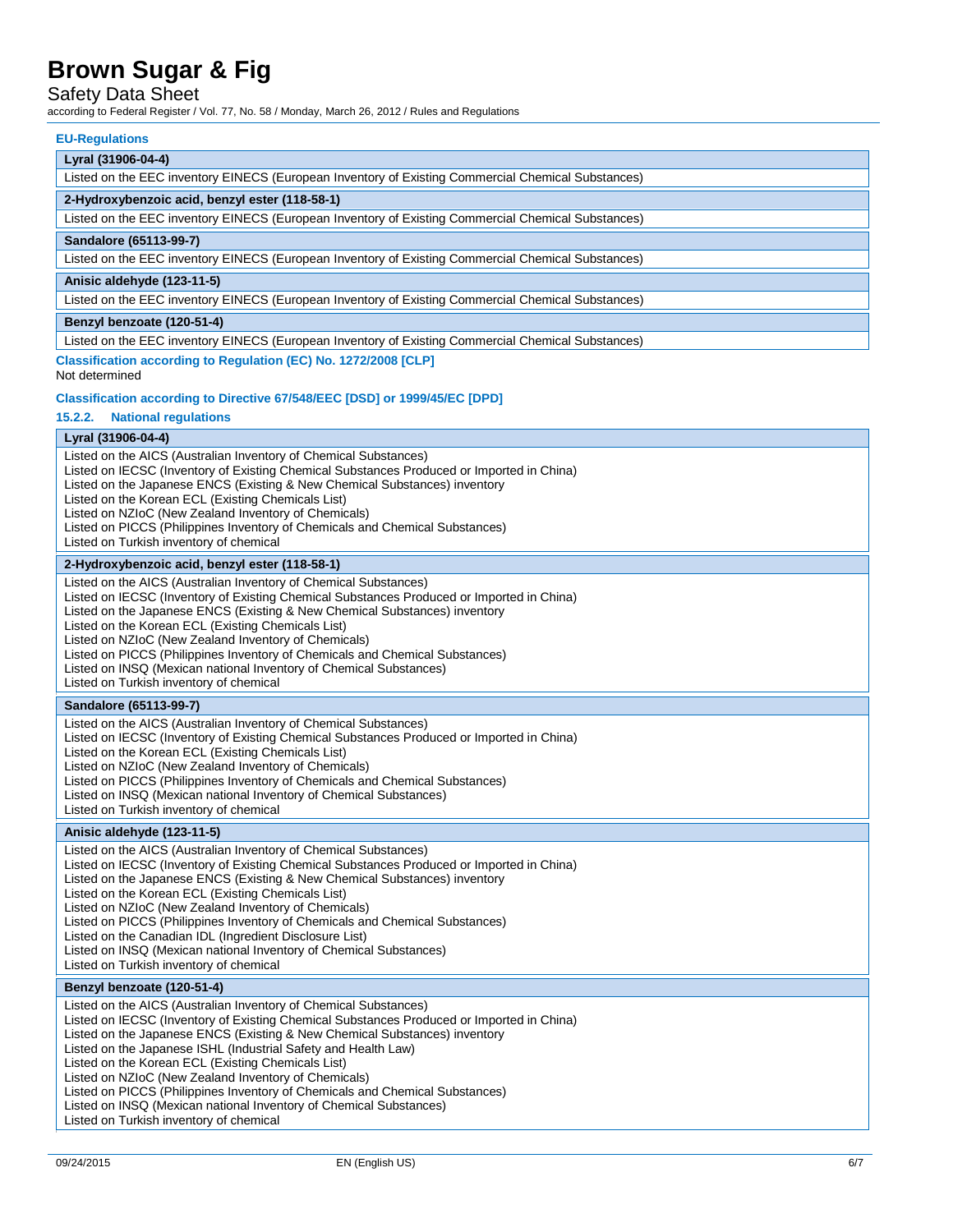#### EU-Regulations

| Lyral (31906-04-4) |
|---|
| Listed on the EEC inventory EINECS (European Inventory of Existing Commercial Chemical Substances) |

| 2-Hydroxybenzoic acid, benzyl ester (118-58-1) |
|---|
| Listed on the EEC inventory EINECS (European Inventory of Existing Commercial Chemical Substances) |

| Sandalore (65113-99-7) |
|---|
| Listed on the EEC inventory EINECS (European Inventory of Existing Commercial Chemical Substances) |

| Anisic aldehyde (123-11-5) |
|---|
| Listed on the EEC inventory EINECS (European Inventory of Existing Commercial Chemical Substances) |

| Benzyl benzoate (120-51-4) |
|---|
| Listed on the EEC inventory EINECS (European Inventory of Existing Commercial Chemical Substances) |

#### Classification according to Regulation (EC) No. 1272/2008 [CLP]

Not determined

#### Classification according to Directive 67/548/EEC [DSD] or 1999/45/EC [DPD]

#### 15.2.2. National regulations

| Lyral (31906-04-4) |
|---|
| Listed on the AICS (Australian Inventory of Chemical Substances)<br>Listed on IECSC (Inventory of Existing Chemical Substances Produced or Imported in China)<br>Listed on the Japanese ENCS (Existing & New Chemical Substances) inventory<br>Listed on the Korean ECL (Existing Chemicals List)<br>Listed on NZIoC (New Zealand Inventory of Chemicals)<br>Listed on PICCS (Philippines Inventory of Chemicals and Chemical Substances)<br>Listed on Turkish inventory of chemical |

| 2-Hydroxybenzoic acid, benzyl ester (118-58-1) |
|---|
| Listed on the AICS (Australian Inventory of Chemical Substances)<br>Listed on IECSC (Inventory of Existing Chemical Substances Produced or Imported in China)<br>Listed on the Japanese ENCS (Existing & New Chemical Substances) inventory<br>Listed on the Korean ECL (Existing Chemicals List)<br>Listed on NZIoC (New Zealand Inventory of Chemicals)<br>Listed on PICCS (Philippines Inventory of Chemicals and Chemical Substances)<br>Listed on INSQ (Mexican national Inventory of Chemical Substances)<br>Listed on Turkish inventory of chemical |

| Sandalore (65113-99-7) |
|---|
| Listed on the AICS (Australian Inventory of Chemical Substances)<br>Listed on IECSC (Inventory of Existing Chemical Substances Produced or Imported in China)<br>Listed on the Korean ECL (Existing Chemicals List)<br>Listed on NZIoC (New Zealand Inventory of Chemicals)<br>Listed on PICCS (Philippines Inventory of Chemicals and Chemical Substances)<br>Listed on INSQ (Mexican national Inventory of Chemical Substances)<br>Listed on Turkish inventory of chemical |

| Anisic aldehyde (123-11-5) |
|---|
| Listed on the AICS (Australian Inventory of Chemical Substances)<br>Listed on IECSC (Inventory of Existing Chemical Substances Produced or Imported in China)<br>Listed on the Japanese ENCS (Existing & New Chemical Substances) inventory<br>Listed on the Korean ECL (Existing Chemicals List)<br>Listed on NZIoC (New Zealand Inventory of Chemicals)<br>Listed on PICCS (Philippines Inventory of Chemicals and Chemical Substances)<br>Listed on the Canadian IDL (Ingredient Disclosure List)<br>Listed on INSQ (Mexican national Inventory of Chemical Substances)<br>Listed on Turkish inventory of chemical |

| Benzyl benzoate (120-51-4) |
|---|
| Listed on the AICS (Australian Inventory of Chemical Substances)<br>Listed on IECSC (Inventory of Existing Chemical Substances Produced or Imported in China)<br>Listed on the Japanese ENCS (Existing & New Chemical Substances) inventory<br>Listed on the Japanese ISHL (Industrial Safety and Health Law)<br>Listed on the Korean ECL (Existing Chemicals List)<br>Listed on NZIoC (New Zealand Inventory of Chemicals)<br>Listed on PICCS (Philippines Inventory of Chemicals and Chemical Substances)<br>Listed on INSQ (Mexican national Inventory of Chemical Substances)<br>Listed on Turkish inventory of chemical |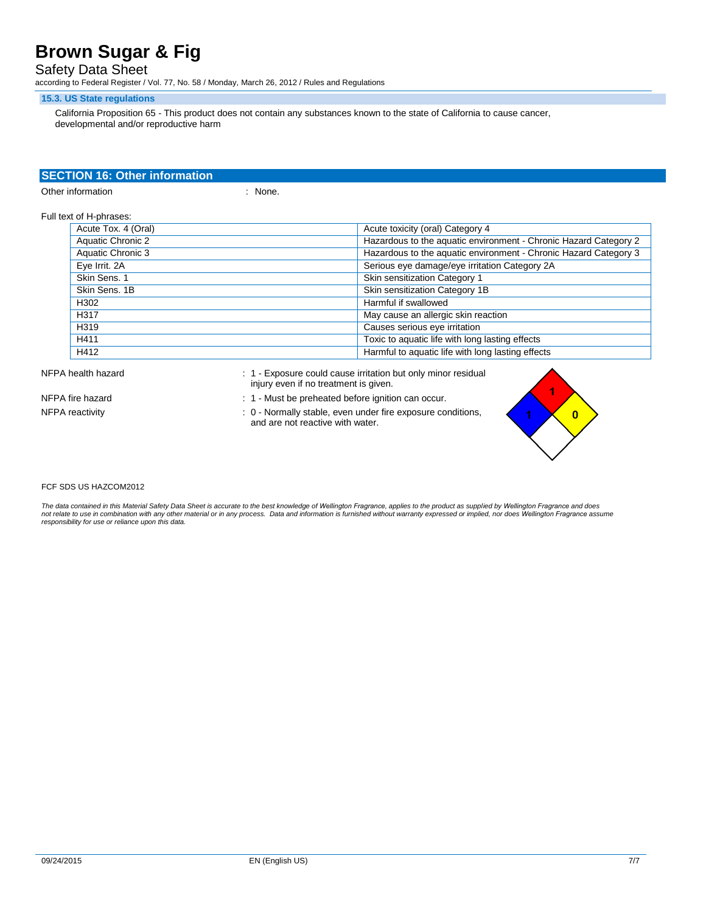### 15.3. US State regulations

California Proposition 65 - This product does not contain any substances known to the state of California to cause cancer, developmental and/or reproductive harm

## SECTION 16: Other information

Other information : None.

Full text of H-phrases:

| | |
|---|---|
| Acute Tox. 4 (Oral) | Acute toxicity (oral) Category 4 |
| Aquatic Chronic 2 | Hazardous to the aquatic environment - Chronic Hazard Category 2 |
| Aquatic Chronic 3 | Hazardous to the aquatic environment - Chronic Hazard Category 3 |
| Eye Irrit. 2A | Serious eye damage/eye irritation Category 2A |
| Skin Sens. 1 | Skin sensitization Category 1 |
| Skin Sens. 1B | Skin sensitization Category 1B |
| H302 | Harmful if swallowed |
| H317 | May cause an allergic skin reaction |
| H319 | Causes serious eye irritation |
| H411 | Toxic to aquatic life with long lasting effects |
| H412 | Harmful to aquatic life with long lasting effects |

NFPA health hazard : 1 - Exposure could cause irritation but only minor residual injury even if no treatment is given.

NFPA fire hazard : 1 - Must be preheated before ignition can occur.

NFPA reactivity : 0 - Normally stable, even under fire exposure conditions, and are not reactive with water.

1
1
0

FCF SDS US HAZCOM2012

*The data contained in this Material Safety Data Sheet is accurate to the best knowledge of Wellington Fragrance, applies to the product as supplied by Wellington Fragrance and does not relate to use in combination with any other material or in any process. Data and information is furnished without warranty expressed or implied, nor does Wellington Fragrance assume responsibility for use or reliance upon this data.*